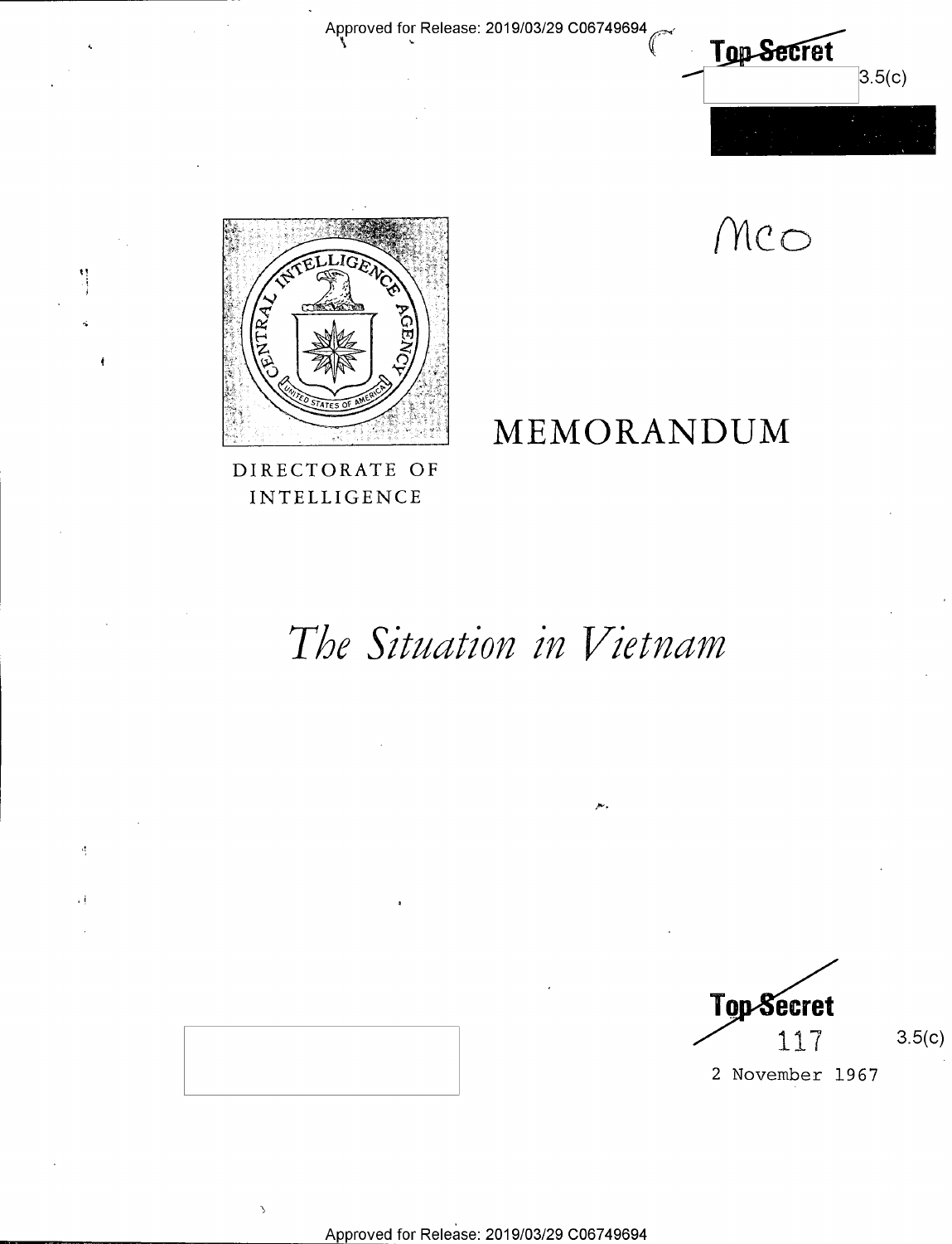Approved for Release: 2019/03/29 C06749694

Top Secret

3.5(c)

MCO

DIRECTORATE OF INTELLIGENCE

# MEMORANDUM

# *The Situation in Vietnam*

Top Secret

117

3.5(c)

2 November 1967

Approved for Release: 2019/03/29 C06749694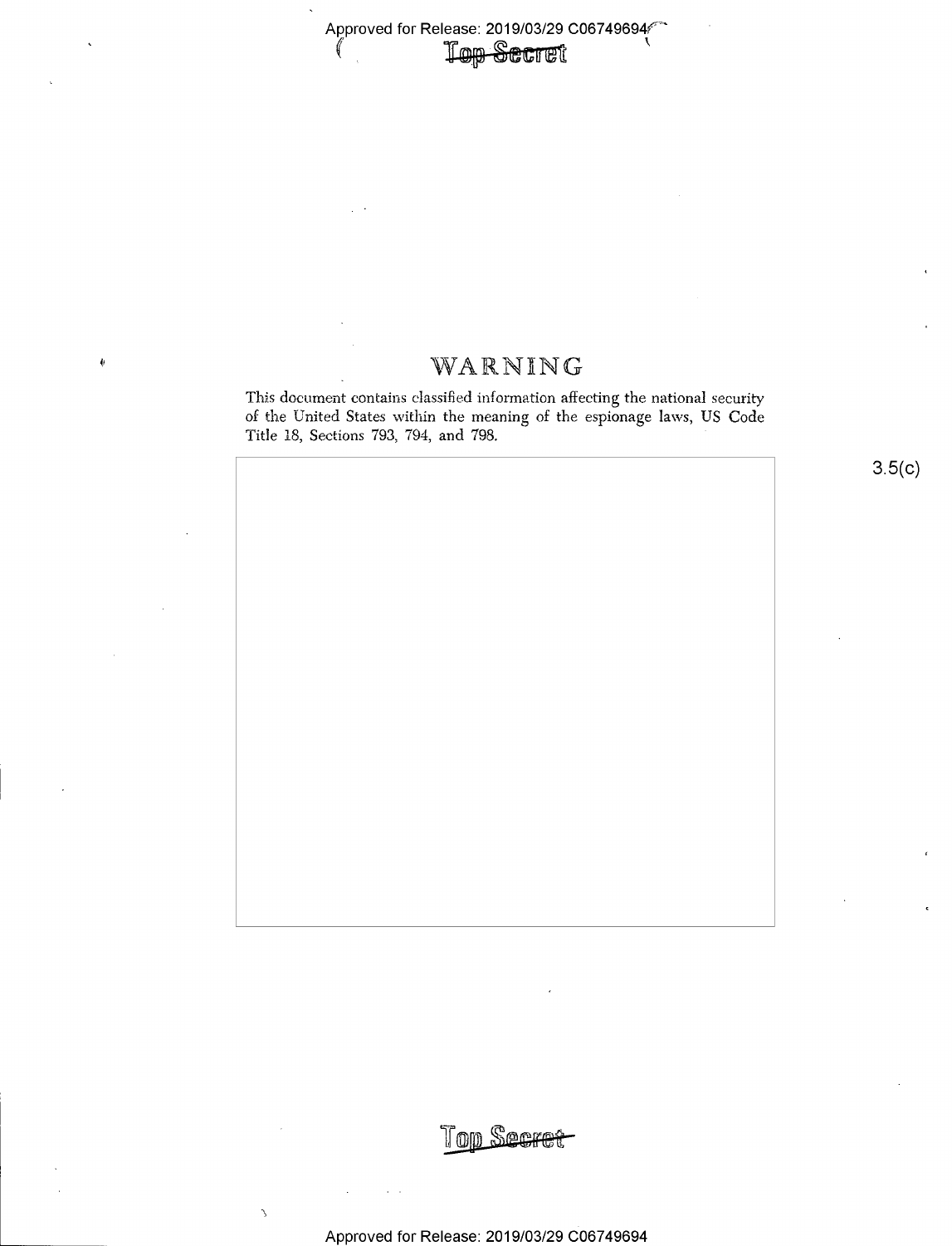Top Secret

# WARNING

This document contains classified information affecting the national security of the United States within the meaning of the espionage laws, US Code Title 18, Sections 793, 794, and 798.

3.5(c)

Top Secret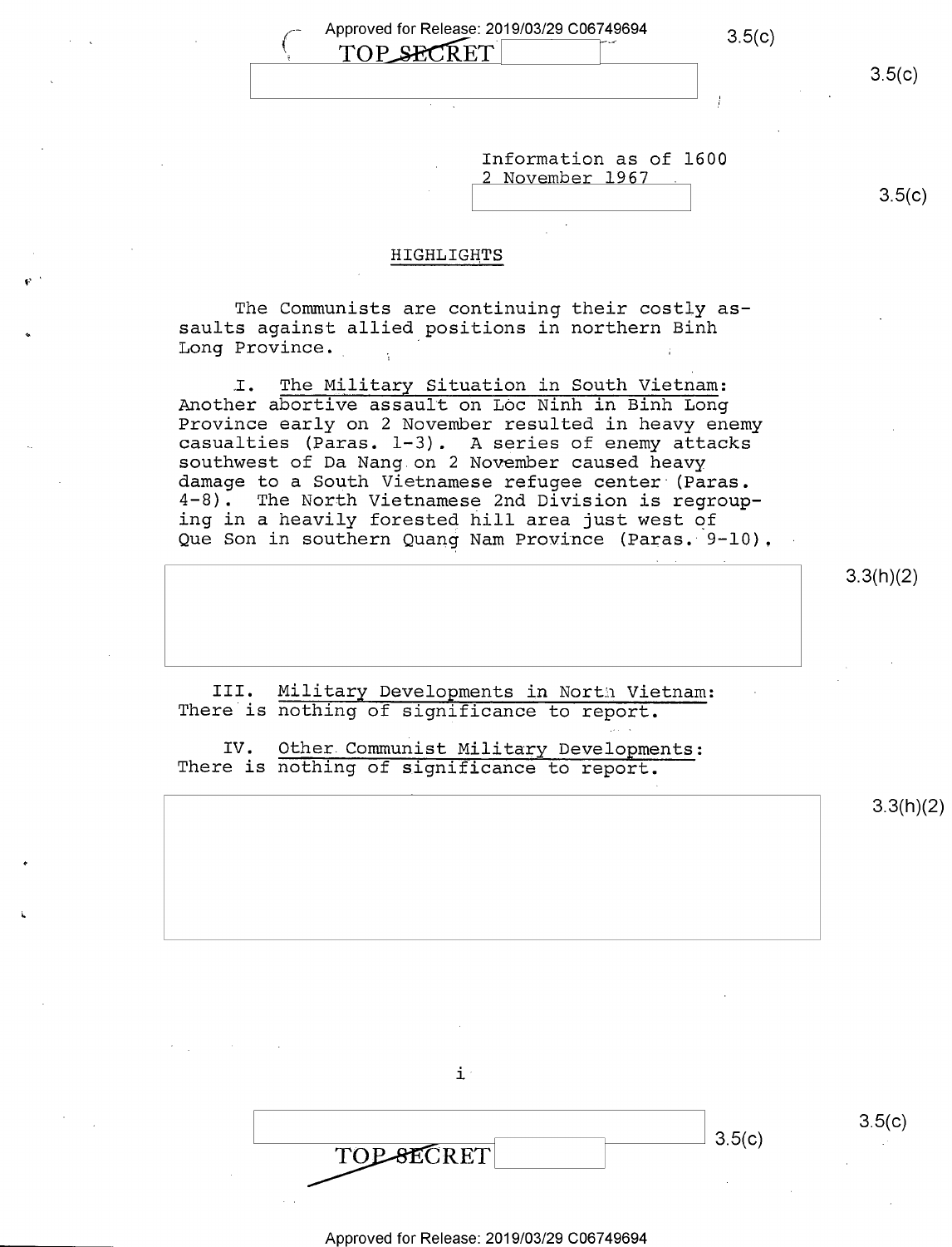Information as of 1600
2 November 1967

## HIGHLIGHTS

The Communists are continuing their costly assaults against allied positions in northern Binh Long Province.

I. The Military Situation in South Vietnam: Another abortive assault on Loc Ninh in Binh Long Province early on 2 November resulted in heavy enemy casualties (Paras. 1-3). A series of enemy attacks southwest of Da Nang on 2 November caused heavy damage to a South Vietnamese refugee center (Paras. 4-8). The North Vietnamese 2nd Division is regrouping in a heavily forested hill area just west of Que Son in southern Quang Nam Province (Paras. 9-10).

III. Military Developments in North Vietnam: There is nothing of significance to report.

IV. Other Communist Military Developments: There is nothing of significance to report.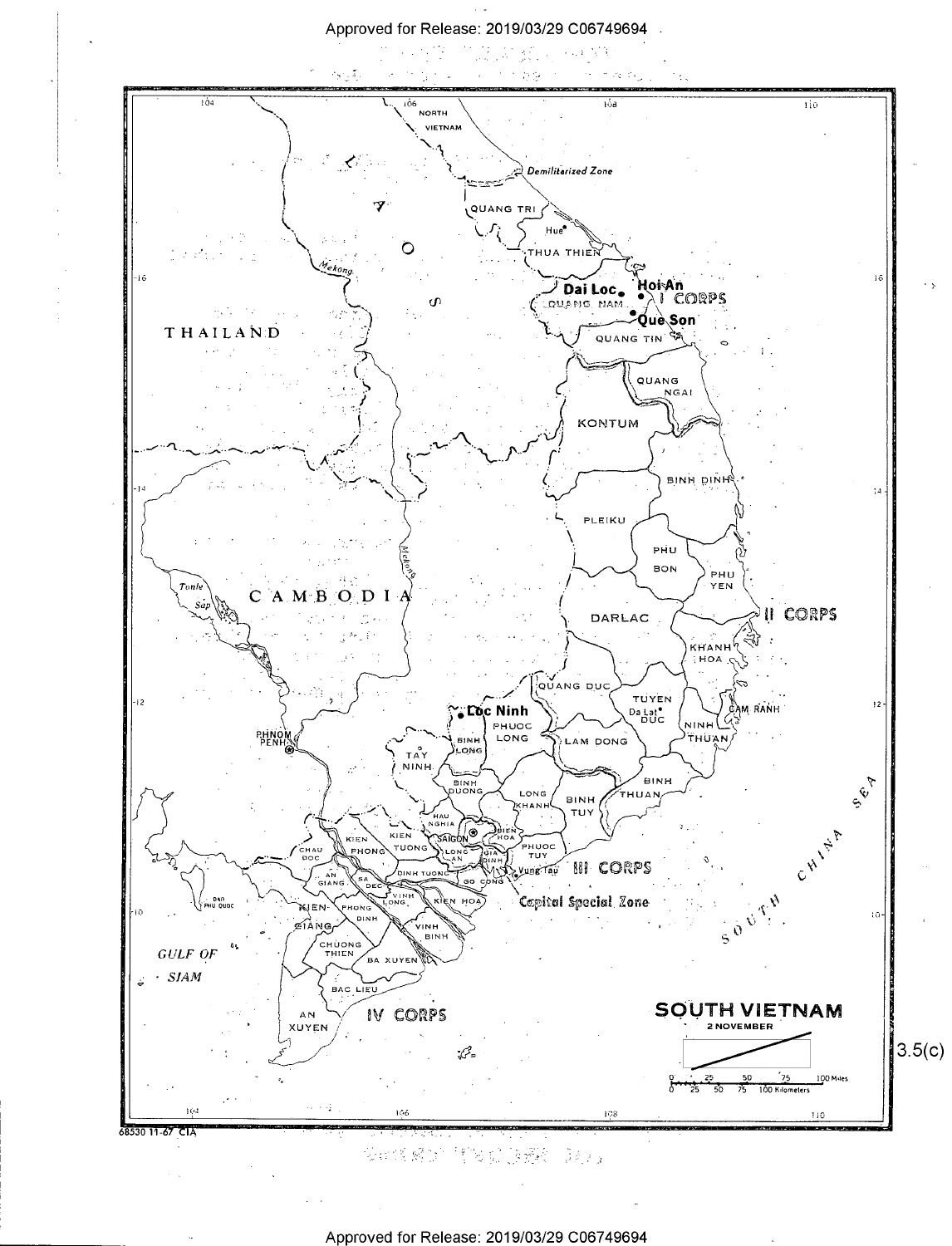**SOUTH VIETNAM**

2 NOVEMBER

3.5(c)

68530 11-67 CIA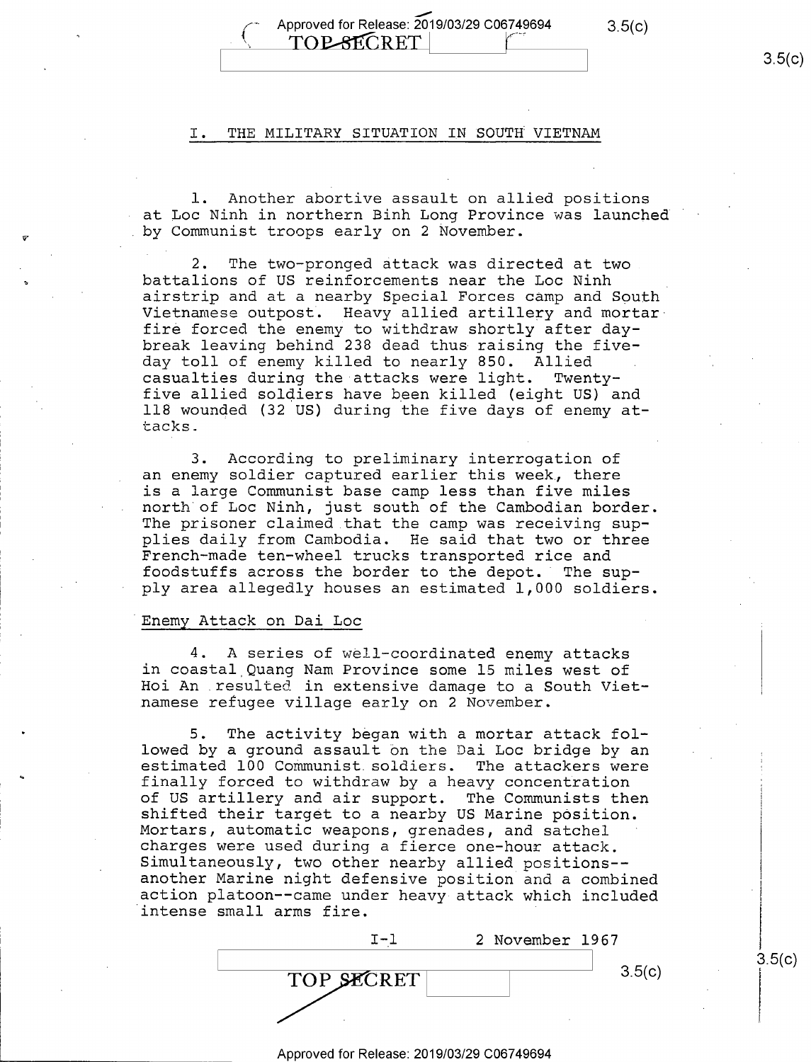## I. THE MILITARY SITUATION IN SOUTH VIETNAM

1. Another abortive assault on allied positions at Loc Ninh in northern Binh Long Province was launched by Communist troops early on 2 November.

2. The two-pronged attack was directed at two battalions of US reinforcements near the Loc Ninh airstrip and at a nearby Special Forces camp and South Vietnamese outpost. Heavy allied artillery and mortar fire forced the enemy to withdraw shortly after daybreak leaving behind 238 dead thus raising the five-day toll of enemy killed to nearly 850. Allied casualties during the attacks were light. Twenty-five allied soldiers have been killed (eight US) and 118 wounded (32 US) during the five days of enemy attacks.

3. According to preliminary interrogation of an enemy soldier captured earlier this week, there is a large Communist base camp less than five miles north of Loc Ninh, just south of the Cambodian border. The prisoner claimed that the camp was receiving supplies daily from Cambodia. He said that two or three French-made ten-wheel trucks transported rice and foodstuffs across the border to the depot. The supply area allegedly houses an estimated 1,000 soldiers.

### Enemy Attack on Dai Loc

4. A series of well-coordinated enemy attacks in coastal Quang Nam Province some 15 miles west of Hoi An resulted in extensive damage to a South Vietnamese refugee village early on 2 November.

5. The activity began with a mortar attack followed by a ground assault on the Dai Loc bridge by an estimated 100 Communist soldiers. The attackers were finally forced to withdraw by a heavy concentration of US artillery and air support. The Communists then shifted their target to a nearby US Marine position. Mortars, automatic weapons, grenades, and satchel charges were used during a fierce one-hour attack. Simultaneously, two other nearby allied positions--another Marine night defensive position and a combined action platoon--came under heavy attack which included intense small arms fire.

I-1 2 November 1967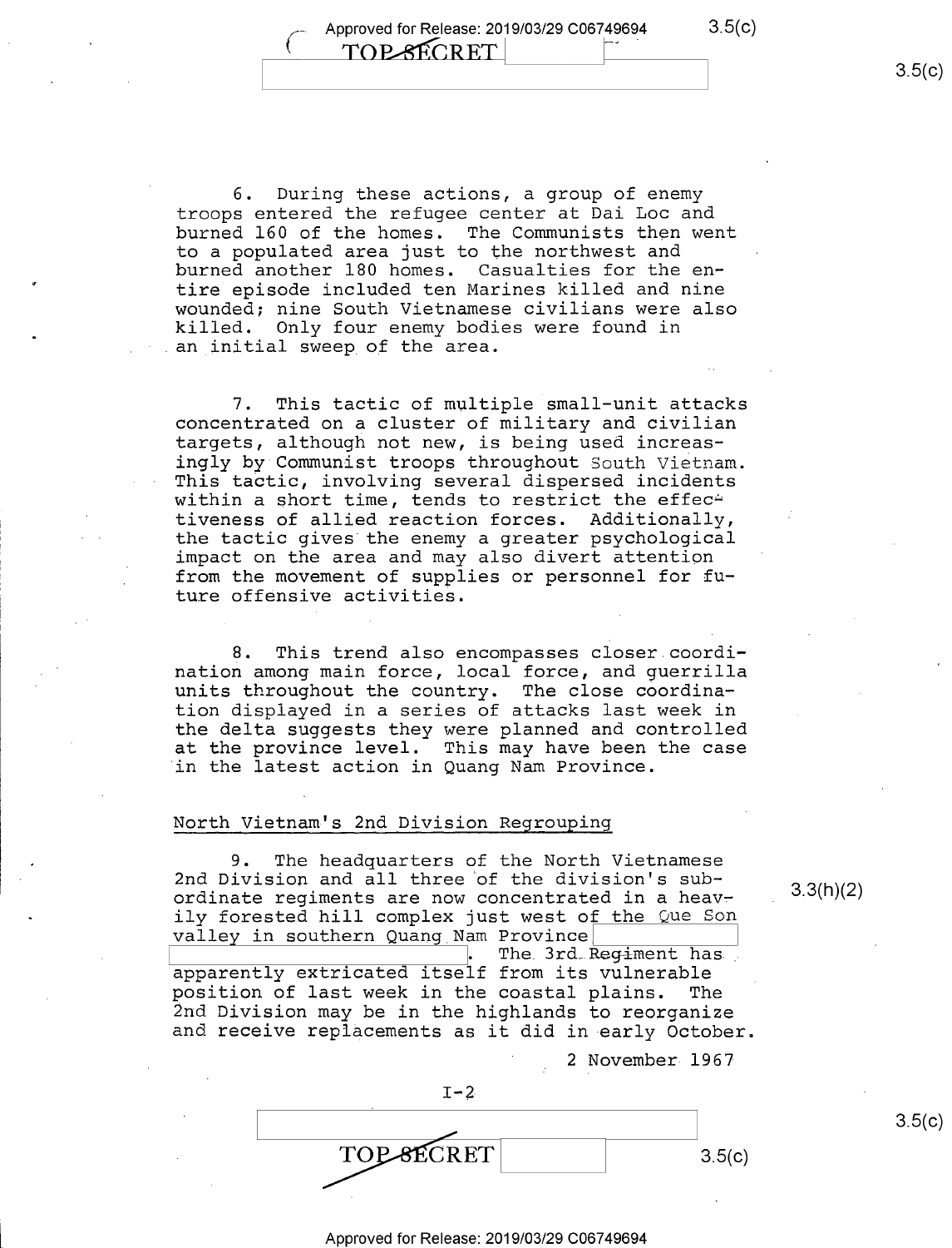6. During these actions, a group of enemy troops entered the refugee center at Dai Loc and burned 160 of the homes. The Communists then went to a populated area just to the northwest and burned another 180 homes. Casualties for the entire episode included ten Marines killed and nine wounded; nine South Vietnamese civilians were also killed. Only four enemy bodies were found in an initial sweep of the area.

7. This tactic of multiple small-unit attacks concentrated on a cluster of military and civilian targets, although not new, is being used increasingly by Communist troops throughout South Vietnam. This tactic, involving several dispersed incidents within a short time, tends to restrict the effectiveness of allied reaction forces. Additionally, the tactic gives the enemy a greater psychological impact on the area and may also divert attention from the movement of supplies or personnel for future offensive activities.

8. This trend also encompasses closer coordination among main force, local force, and guerrilla units throughout the country. The close coordination displayed in a series of attacks last week in the delta suggests they were planned and controlled at the province level. This may have been the case in the latest action in Quang Nam Province.

## North Vietnam's 2nd Division Regrouping

9. The headquarters of the North Vietnamese 2nd Division and all three of the division's subordinate regiments are now concentrated in a heavily forested hill complex just west of the Que Son valley in southern Quang Nam Province [redacted]. The 3rd Regiment has apparently extricated itself from its vulnerable position of last week in the coastal plains. The 2nd Division may be in the highlands to reorganize and receive replacements as it did in early October.

3.3(h)(2)

2 November 1967

I-2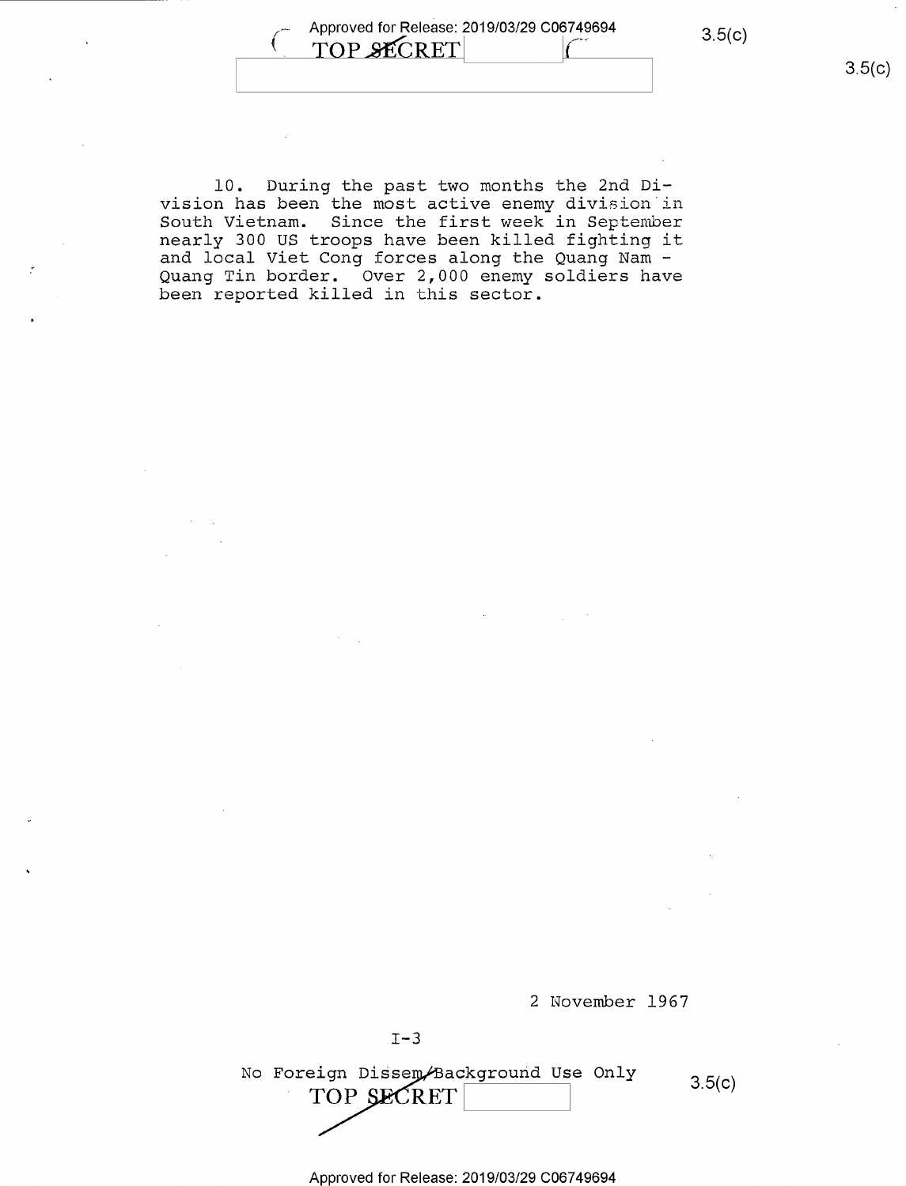10. During the past two months the 2nd Division has been the most active enemy division in South Vietnam. Since the first week in September nearly 300 US troops have been killed fighting it and local Viet Cong forces along the Quang Nam - Quang Tin border. Over 2,000 enemy soldiers have been reported killed in this sector.

2 November 1967

No Foreign Dissem/Background Use Only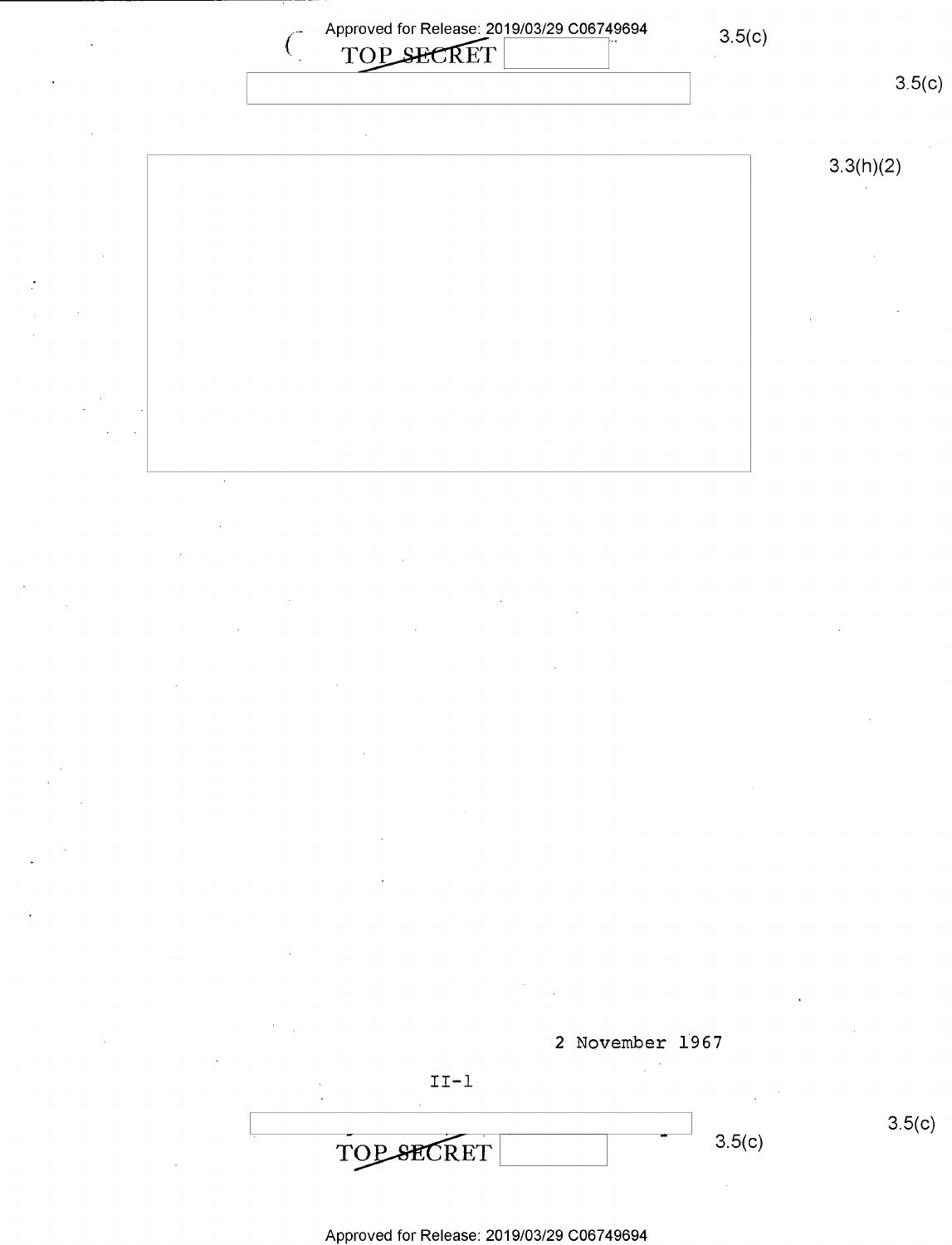TOP SECRET

3.5(c)

3.5(c)

3.3(h)(2)

2 November 1967

II-1

3.5(c)

TOP SECRET

3.5(c)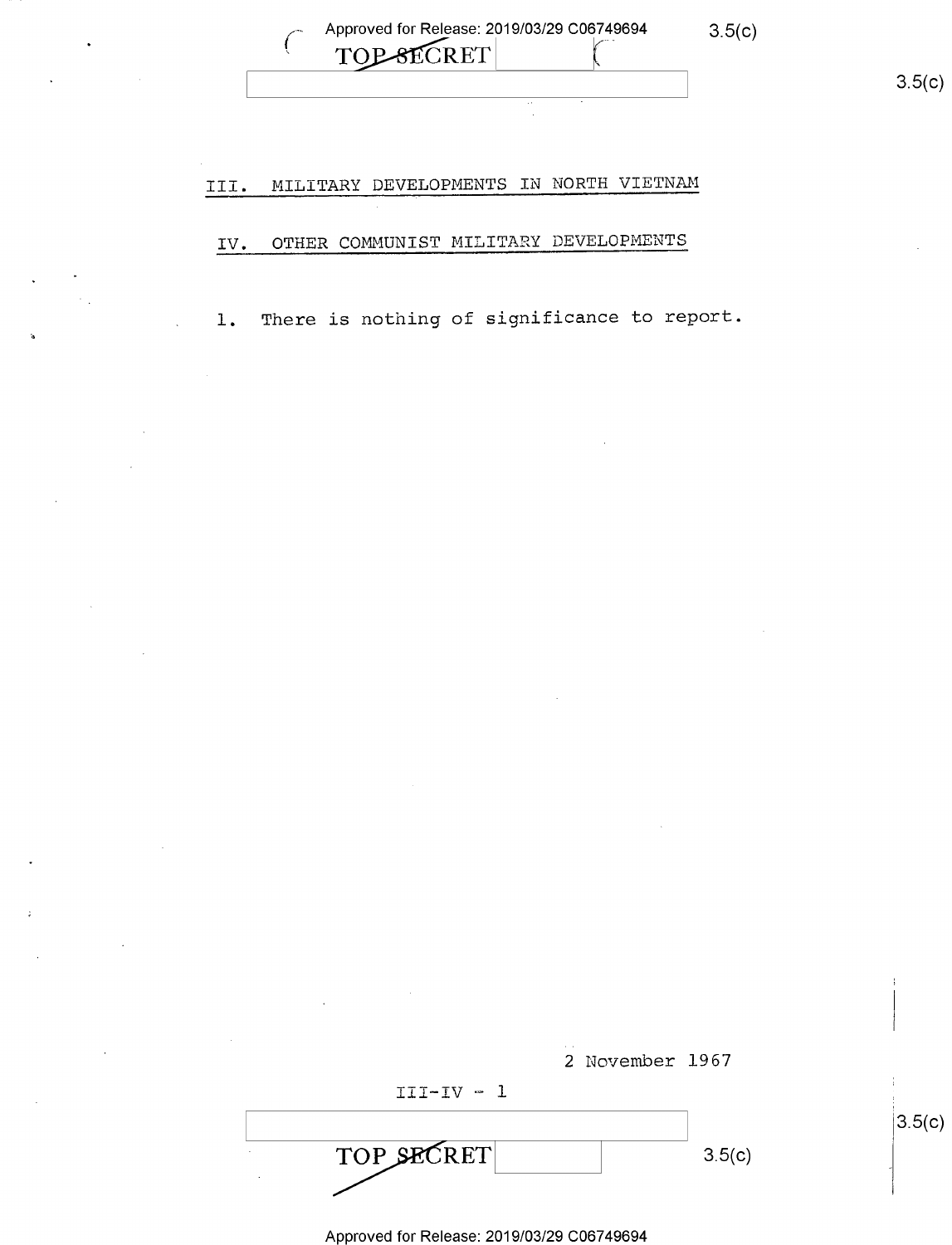## III. MILITARY DEVELOPMENTS IN NORTH VIETNAM

## IV. OTHER COMMUNIST MILITARY DEVELOPMENTS

1. There is nothing of significance to report.

2 November 1967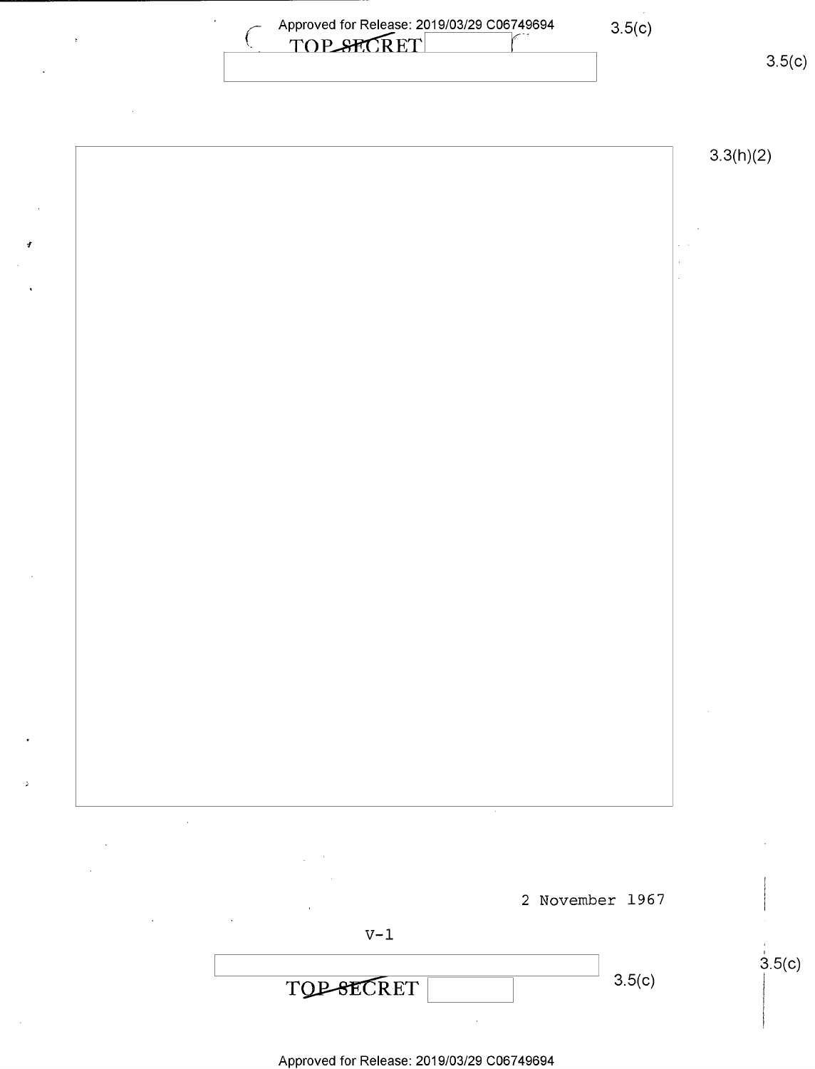2 November 1967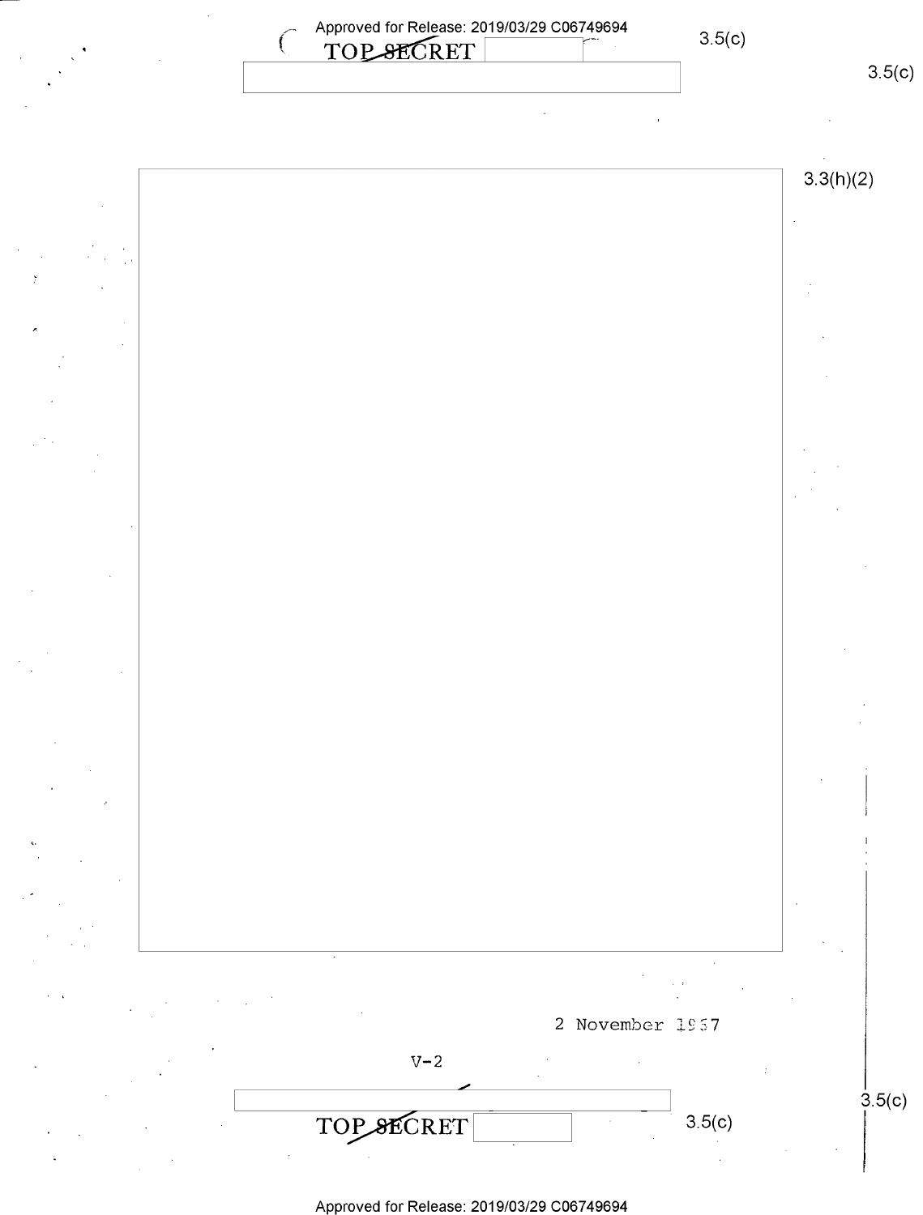TOP SECRET

3.5(c)

3.5(c)

3.3(h)(2)

2 November 1957

V-2

3.5(c)

TOP SECRET

3.5(c)